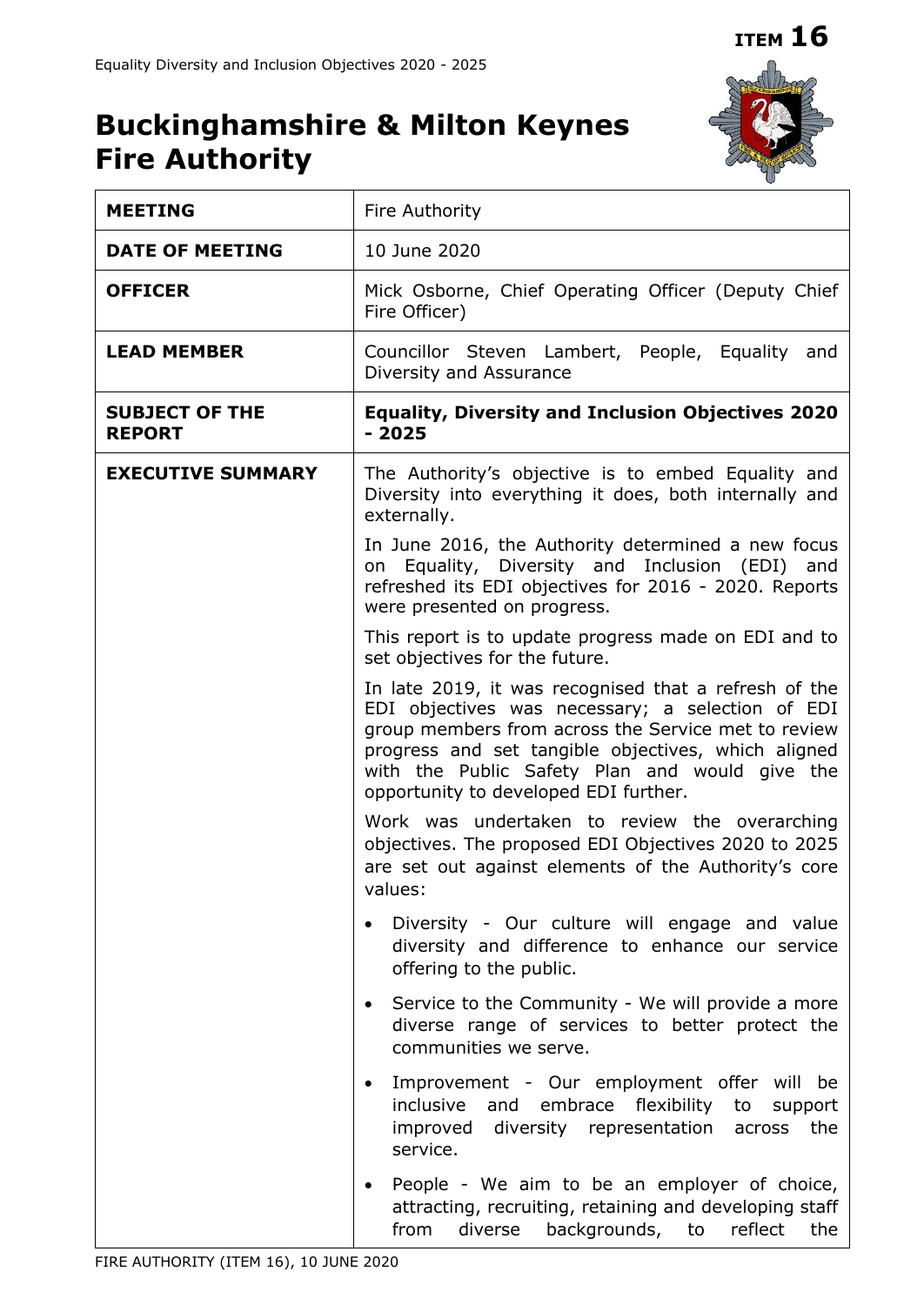ITEM 16

# Buckinghamshire & Milton Keynes Fire Authority

| | |
|---|---|
| **MEETING** | Fire Authority |
| **DATE OF MEETING** | 10 June 2020 |
| **OFFICER** | Mick Osborne, Chief Operating Officer (Deputy Chief Fire Officer) |
| **LEAD MEMBER** | Councillor Steven Lambert, People, Equality and Diversity and Assurance |
| **SUBJECT OF THE REPORT** | **Equality, Diversity and Inclusion Objectives 2020 - 2025** |
| **EXECUTIVE SUMMARY** | The Authority's objective is to embed Equality and Diversity into everything it does, both internally and externally.<br><br>In June 2016, the Authority determined a new focus on Equality, Diversity and Inclusion (EDI) and refreshed its EDI objectives for 2016 - 2020. Reports were presented on progress.<br><br>This report is to update progress made on EDI and to set objectives for the future.<br><br>In late 2019, it was recognised that a refresh of the EDI objectives was necessary; a selection of EDI group members from across the Service met to review progress and set tangible objectives, which aligned with the Public Safety Plan and would give the opportunity to developed EDI further.<br><br>Work was undertaken to review the overarching objectives. The proposed EDI Objectives 2020 to 2025 are set out against elements of the Authority's core values:<br><br>• Diversity - Our culture will engage and value diversity and difference to enhance our service offering to the public.<br><br>• Service to the Community - We will provide a more diverse range of services to better protect the communities we serve.<br><br>• Improvement - Our employment offer will be inclusive and embrace flexibility to support improved diversity representation across the service.<br><br>• People - We aim to be an employer of choice, attracting, recruiting, retaining and developing staff from diverse backgrounds, to reflect the |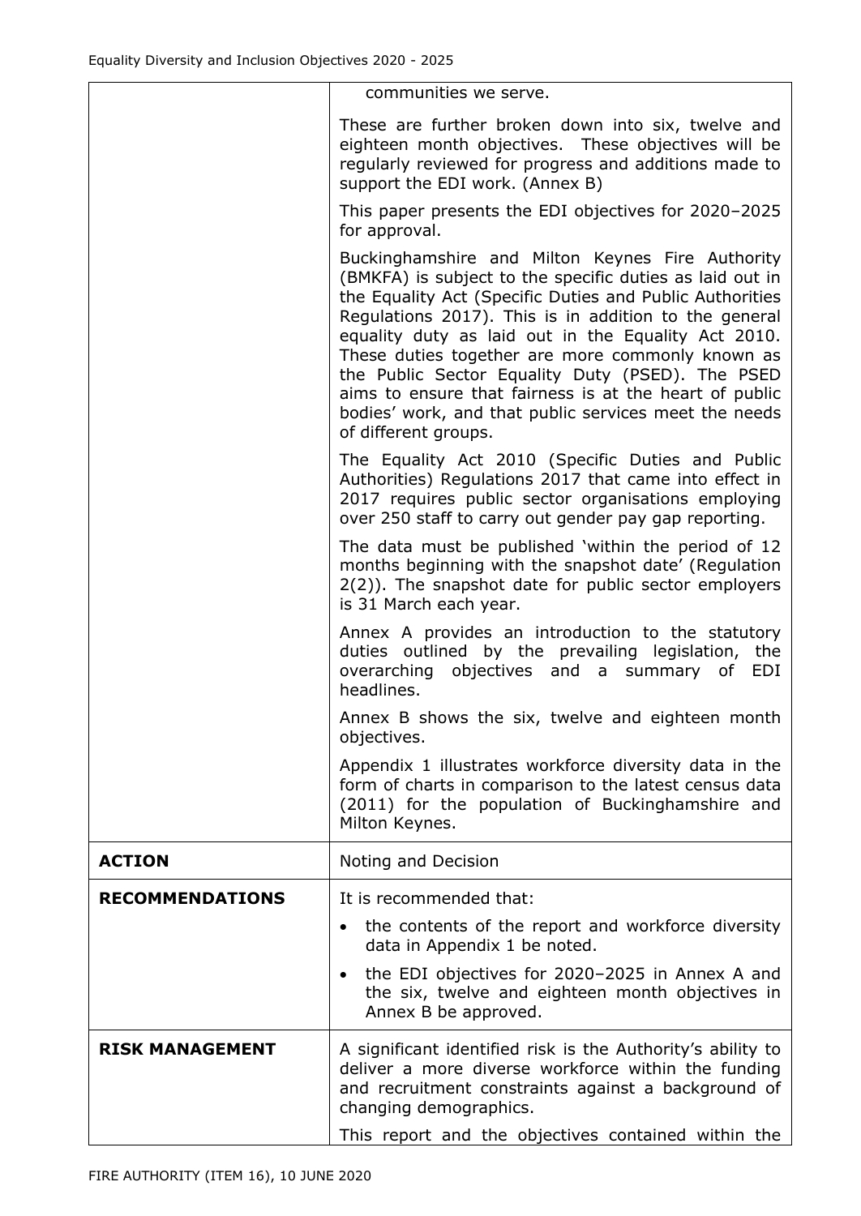| | |
|---|---|
| | communities we serve.<br><br>These are further broken down into six, twelve and eighteen month objectives. These objectives will be regularly reviewed for progress and additions made to support the EDI work. (Annex B)<br><br>This paper presents the EDI objectives for 2020–2025 for approval.<br><br>Buckinghamshire and Milton Keynes Fire Authority (BMKFA) is subject to the specific duties as laid out in the Equality Act (Specific Duties and Public Authorities Regulations 2017). This is in addition to the general equality duty as laid out in the Equality Act 2010. These duties together are more commonly known as the Public Sector Equality Duty (PSED). The PSED aims to ensure that fairness is at the heart of public bodies' work, and that public services meet the needs of different groups.<br><br>The Equality Act 2010 (Specific Duties and Public Authorities) Regulations 2017 that came into effect in 2017 requires public sector organisations employing over 250 staff to carry out gender pay gap reporting.<br><br>The data must be published 'within the period of 12 months beginning with the snapshot date' (Regulation 2(2)). The snapshot date for public sector employers is 31 March each year.<br><br>Annex A provides an introduction to the statutory duties outlined by the prevailing legislation, the overarching objectives and a summary of EDI headlines.<br><br>Annex B shows the six, twelve and eighteen month objectives.<br><br>Appendix 1 illustrates workforce diversity data in the form of charts in comparison to the latest census data (2011) for the population of Buckinghamshire and Milton Keynes. |
| **ACTION** | Noting and Decision |
| **RECOMMENDATIONS** | It is recommended that:<br><br>• the contents of the report and workforce diversity data in Appendix 1 be noted.<br><br>• the EDI objectives for 2020–2025 in Annex A and the six, twelve and eighteen month objectives in Annex B be approved. |
| **RISK MANAGEMENT** | A significant identified risk is the Authority's ability to deliver a more diverse workforce within the funding and recruitment constraints against a background of changing demographics.<br><br>This report and the objectives contained within the |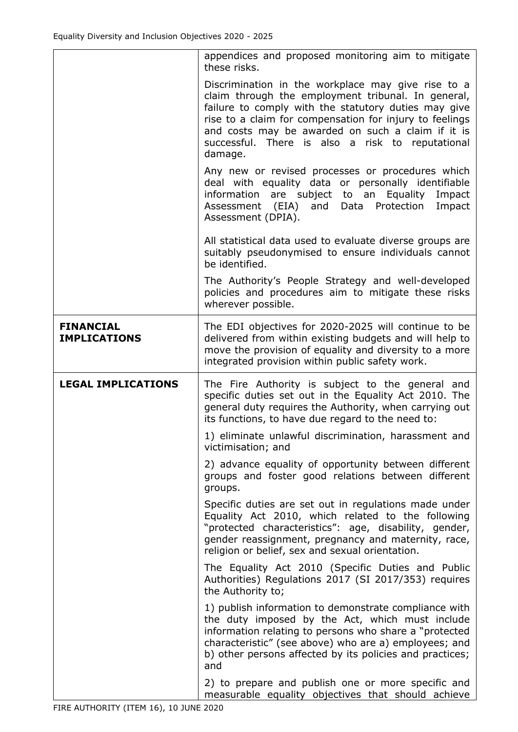| | |
|---|---|
| | appendices and proposed monitoring aim to mitigate these risks.<br><br>Discrimination in the workplace may give rise to a claim through the employment tribunal. In general, failure to comply with the statutory duties may give rise to a claim for compensation for injury to feelings and costs may be awarded on such a claim if it is successful. There is also a risk to reputational damage.<br><br>Any new or revised processes or procedures which deal with equality data or personally identifiable information are subject to an Equality Impact Assessment (EIA) and Data Protection Impact Assessment (DPIA).<br><br>All statistical data used to evaluate diverse groups are suitably pseudonymised to ensure individuals cannot be identified.<br><br>The Authority's People Strategy and well-developed policies and procedures aim to mitigate these risks wherever possible. |
| **FINANCIAL IMPLICATIONS** | The EDI objectives for 2020-2025 will continue to be delivered from within existing budgets and will help to move the provision of equality and diversity to a more integrated provision within public safety work. |
| **LEGAL IMPLICATIONS** | The Fire Authority is subject to the general and specific duties set out in the Equality Act 2010. The general duty requires the Authority, when carrying out its functions, to have due regard to the need to:<br><br>1) eliminate unlawful discrimination, harassment and victimisation; and<br><br>2) advance equality of opportunity between different groups and foster good relations between different groups.<br><br>Specific duties are set out in regulations made under Equality Act 2010, which related to the following "protected characteristics": age, disability, gender, gender reassignment, pregnancy and maternity, race, religion or belief, sex and sexual orientation.<br><br>The Equality Act 2010 (Specific Duties and Public Authorities) Regulations 2017 (SI 2017/353) requires the Authority to;<br><br>1) publish information to demonstrate compliance with the duty imposed by the Act, which must include information relating to persons who share a "protected characteristic" (see above) who are a) employees; and b) other persons affected by its policies and practices; and<br><br>2) to prepare and publish one or more specific and measurable equality objectives that should achieve |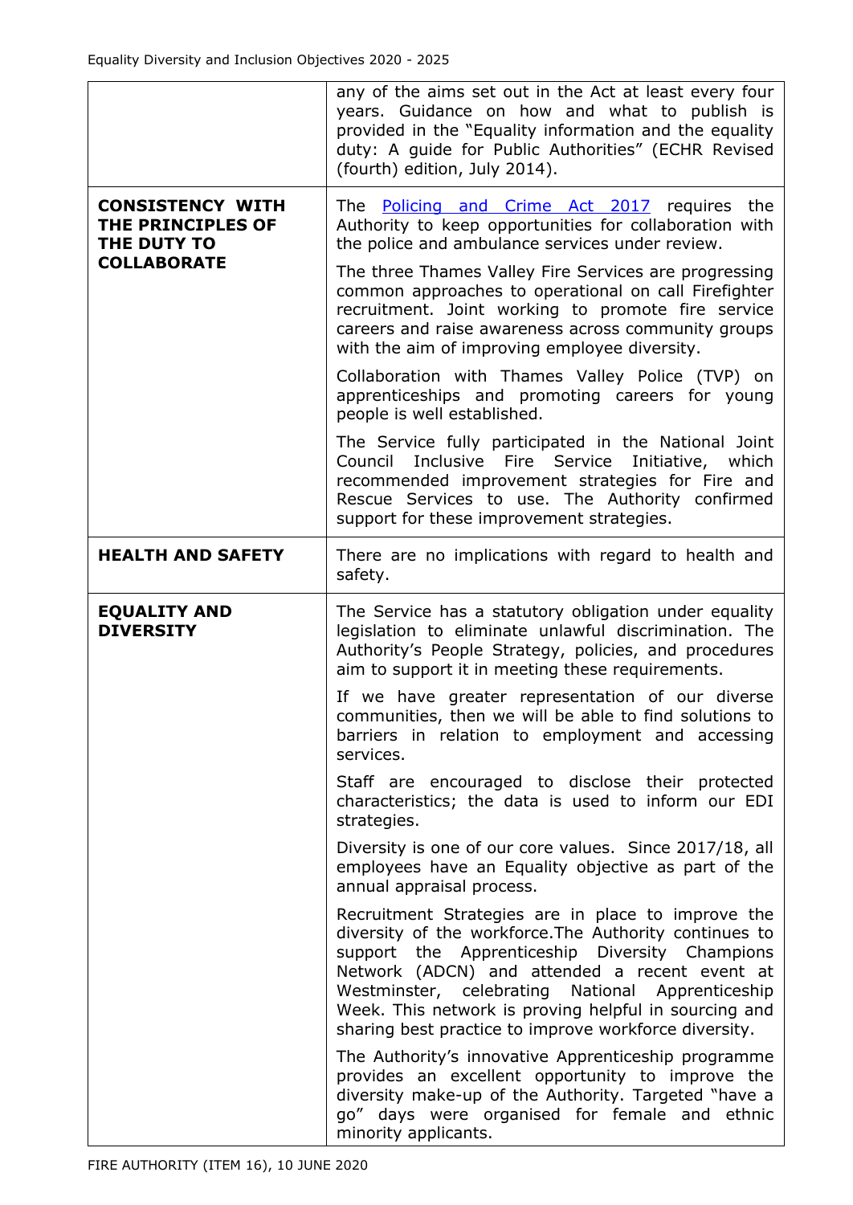| | |
|---|---|
| | any of the aims set out in the Act at least every four years. Guidance on how and what to publish is provided in the "Equality information and the equality duty: A guide for Public Authorities" (ECHR Revised (fourth) edition, July 2014). |
| **CONSISTENCY WITH THE PRINCIPLES OF THE DUTY TO COLLABORATE** | The [Policing and Crime Act 2017](#) requires the Authority to keep opportunities for collaboration with the police and ambulance services under review.<br><br>The three Thames Valley Fire Services are progressing common approaches to operational on call Firefighter recruitment. Joint working to promote fire service careers and raise awareness across community groups with the aim of improving employee diversity.<br><br>Collaboration with Thames Valley Police (TVP) on apprenticeships and promoting careers for young people is well established.<br><br>The Service fully participated in the National Joint Council Inclusive Fire Service Initiative, which recommended improvement strategies for Fire and Rescue Services to use. The Authority confirmed support for these improvement strategies. |
| **HEALTH AND SAFETY** | There are no implications with regard to health and safety. |
| **EQUALITY AND DIVERSITY** | The Service has a statutory obligation under equality legislation to eliminate unlawful discrimination. The Authority's People Strategy, policies, and procedures aim to support it in meeting these requirements.<br><br>If we have greater representation of our diverse communities, then we will be able to find solutions to barriers in relation to employment and accessing services.<br><br>Staff are encouraged to disclose their protected characteristics; the data is used to inform our EDI strategies.<br><br>Diversity is one of our core values. Since 2017/18, all employees have an Equality objective as part of the annual appraisal process.<br><br>Recruitment Strategies are in place to improve the diversity of the workforce.The Authority continues to support the Apprenticeship Diversity Champions Network (ADCN) and attended a recent event at Westminster, celebrating National Apprenticeship Week. This network is proving helpful in sourcing and sharing best practice to improve workforce diversity.<br><br>The Authority's innovative Apprenticeship programme provides an excellent opportunity to improve the diversity make-up of the Authority. Targeted "have a go" days were organised for female and ethnic minority applicants. |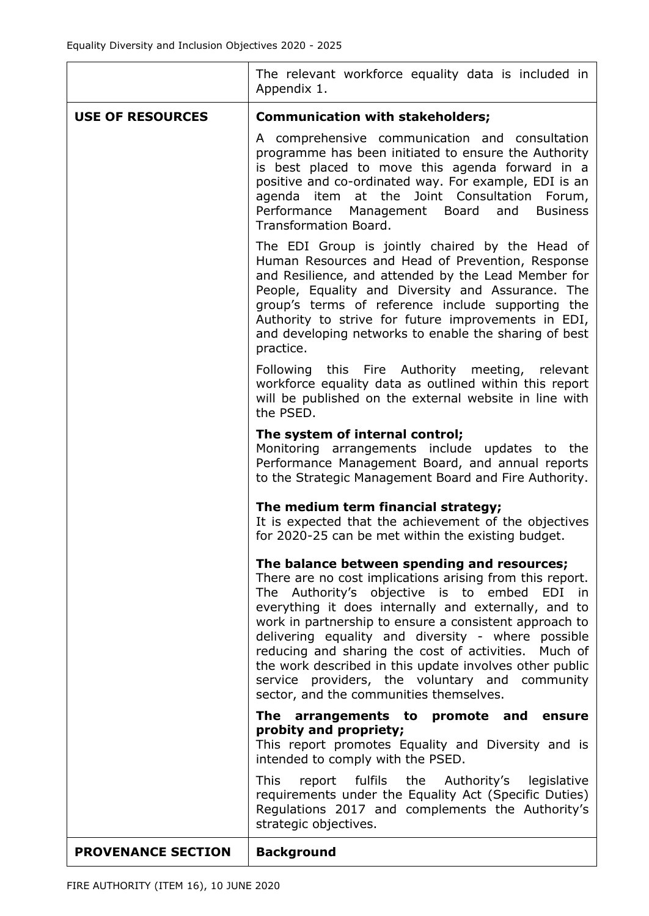| | |
|---|---|
| | The relevant workforce equality data is included in Appendix 1. |
| **USE OF RESOURCES** | **Communication with stakeholders;**<br><br>A comprehensive communication and consultation programme has been initiated to ensure the Authority is best placed to move this agenda forward in a positive and co-ordinated way. For example, EDI is an agenda item at the Joint Consultation Forum, Performance Management Board and Business Transformation Board.<br><br>The EDI Group is jointly chaired by the Head of Human Resources and Head of Prevention, Response and Resilience, and attended by the Lead Member for People, Equality and Diversity and Assurance. The group's terms of reference include supporting the Authority to strive for future improvements in EDI, and developing networks to enable the sharing of best practice.<br><br>Following this Fire Authority meeting, relevant workforce equality data as outlined within this report will be published on the external website in line with the PSED.<br><br>**The system of internal control;**<br>Monitoring arrangements include updates to the Performance Management Board, and annual reports to the Strategic Management Board and Fire Authority.<br><br>**The medium term financial strategy;**<br>It is expected that the achievement of the objectives for 2020-25 can be met within the existing budget.<br><br>**The balance between spending and resources;**<br>There are no cost implications arising from this report. The Authority's objective is to embed EDI in everything it does internally and externally, and to work in partnership to ensure a consistent approach to delivering equality and diversity - where possible reducing and sharing the cost of activities. Much of the work described in this update involves other public service providers, the voluntary and community sector, and the communities themselves.<br><br>**The arrangements to promote and ensure probity and propriety;**<br>This report promotes Equality and Diversity and is intended to comply with the PSED.<br><br>This report fulfils the Authority's legislative requirements under the Equality Act (Specific Duties) Regulations 2017 and complements the Authority's strategic objectives. |
| **PROVENANCE SECTION** | **Background** |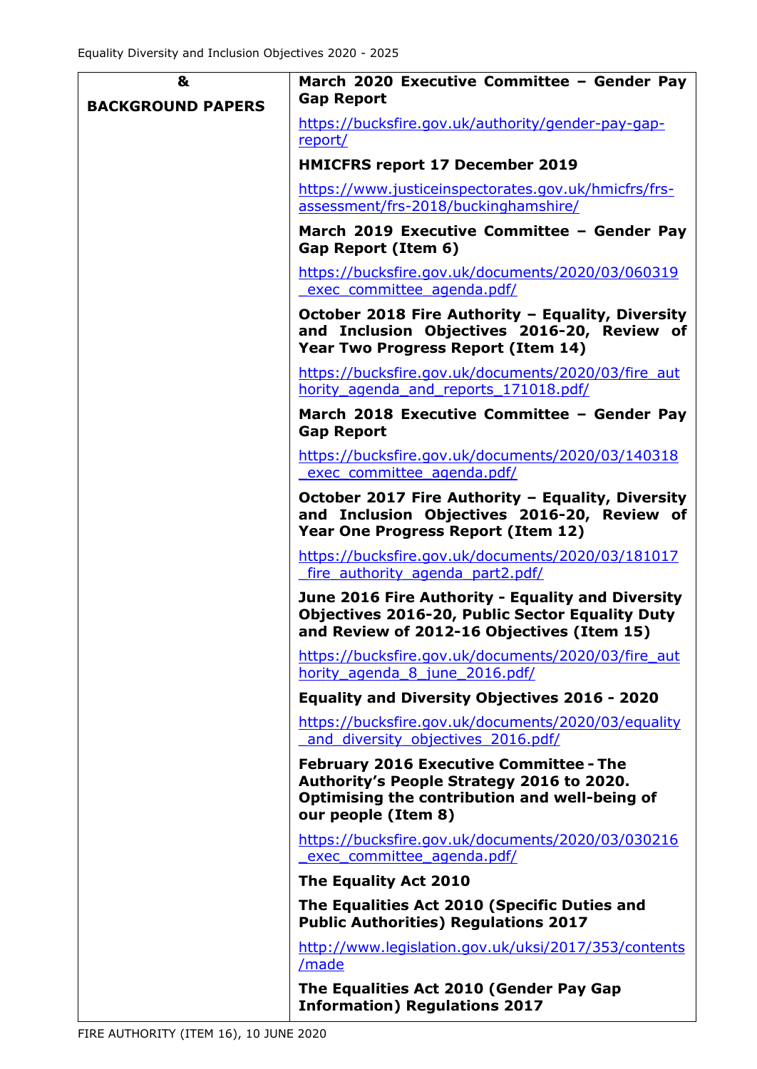| **&**<br><br>**BACKGROUND PAPERS** | **March 2020 Executive Committee – Gender Pay Gap Report**<br><br>https://bucksfire.gov.uk/authority/gender-pay-gap-report/<br><br>**HMICFRS report 17 December 2019**<br><br>https://www.justiceinspectorates.gov.uk/hmicfrs/frs-assessment/frs-2018/buckinghamshire/<br><br>**March 2019 Executive Committee – Gender Pay Gap Report (Item 6)**<br><br>https://bucksfire.gov.uk/documents/2020/03/060319_exec_committee_agenda.pdf/<br><br>**October 2018 Fire Authority – Equality, Diversity and Inclusion Objectives 2016-20, Review of Year Two Progress Report (Item 14)**<br><br>https://bucksfire.gov.uk/documents/2020/03/fire_authority_agenda_and_reports_171018.pdf/<br><br>**March 2018 Executive Committee – Gender Pay Gap Report**<br><br>https://bucksfire.gov.uk/documents/2020/03/140318_exec_committee_agenda.pdf/<br><br>**October 2017 Fire Authority – Equality, Diversity and Inclusion Objectives 2016-20, Review of Year One Progress Report (Item 12)**<br><br>https://bucksfire.gov.uk/documents/2020/03/181017_fire_authority_agenda_part2.pdf/<br><br>**June 2016 Fire Authority - Equality and Diversity Objectives 2016-20, Public Sector Equality Duty and Review of 2012-16 Objectives (Item 15)**<br><br>https://bucksfire.gov.uk/documents/2020/03/fire_authority_agenda_8_june_2016.pdf/<br><br>**Equality and Diversity Objectives 2016 - 2020**<br><br>https://bucksfire.gov.uk/documents/2020/03/equality_and_diversity_objectives_2016.pdf/<br><br>**February 2016 Executive Committee - The Authority's People Strategy 2016 to 2020. Optimising the contribution and well-being of our people (Item 8)**<br><br>https://bucksfire.gov.uk/documents/2020/03/030216_exec_committee_agenda.pdf/<br><br>**The Equality Act 2010**<br><br>**The Equalities Act 2010 (Specific Duties and Public Authorities) Regulations 2017**<br><br>http://www.legislation.gov.uk/uksi/2017/353/contents/made<br><br>**The Equalities Act 2010 (Gender Pay Gap Information) Regulations 2017** |
|---|---|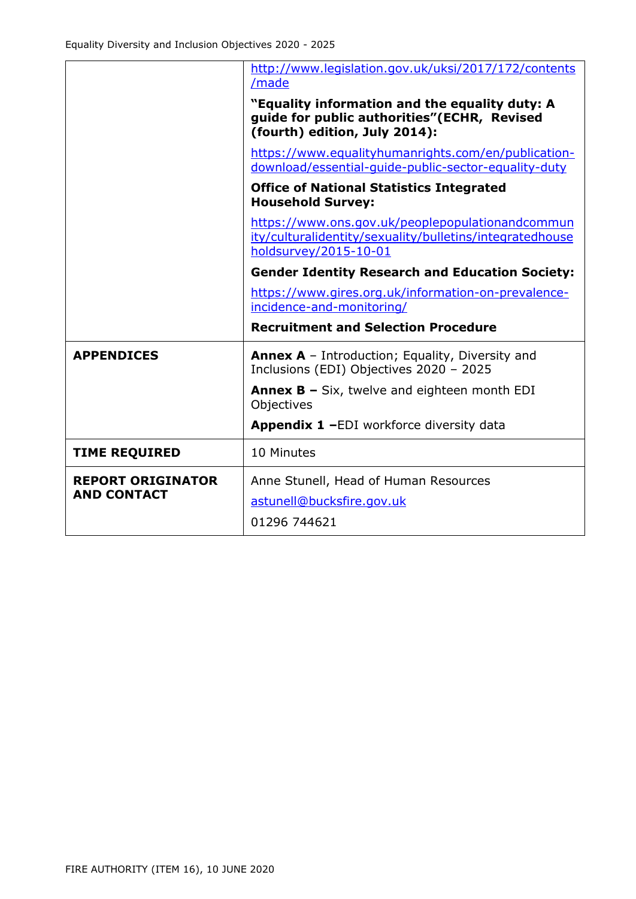| | |
|---|---|
| | http://www.legislation.gov.uk/uksi/2017/172/contents/made<br><br>**"Equality information and the equality duty: A guide for public authorities"(ECHR, Revised (fourth) edition, July 2014):**<br><br>https://www.equalityhumanrights.com/en/publication-download/essential-guide-public-sector-equality-duty<br><br>**Office of National Statistics Integrated Household Survey:**<br><br>https://www.ons.gov.uk/peoplepopulationandcommunity/culturalidentity/sexuality/bulletins/integratedhouseholdsurvey/2015-10-01<br><br>**Gender Identity Research and Education Society:**<br><br>https://www.gires.org.uk/information-on-prevalence-incidence-and-monitoring/<br><br>**Recruitment and Selection Procedure** |
| **APPENDICES** | **Annex A** – Introduction; Equality, Diversity and Inclusions (EDI) Objectives 2020 – 2025<br><br>**Annex B –** Six, twelve and eighteen month EDI Objectives<br><br>**Appendix 1 –**EDI workforce diversity data |
| **TIME REQUIRED** | 10 Minutes |
| **REPORT ORIGINATOR AND CONTACT** | Anne Stunell, Head of Human Resources<br><br>astunell@bucksfire.gov.uk<br><br>01296 744621 |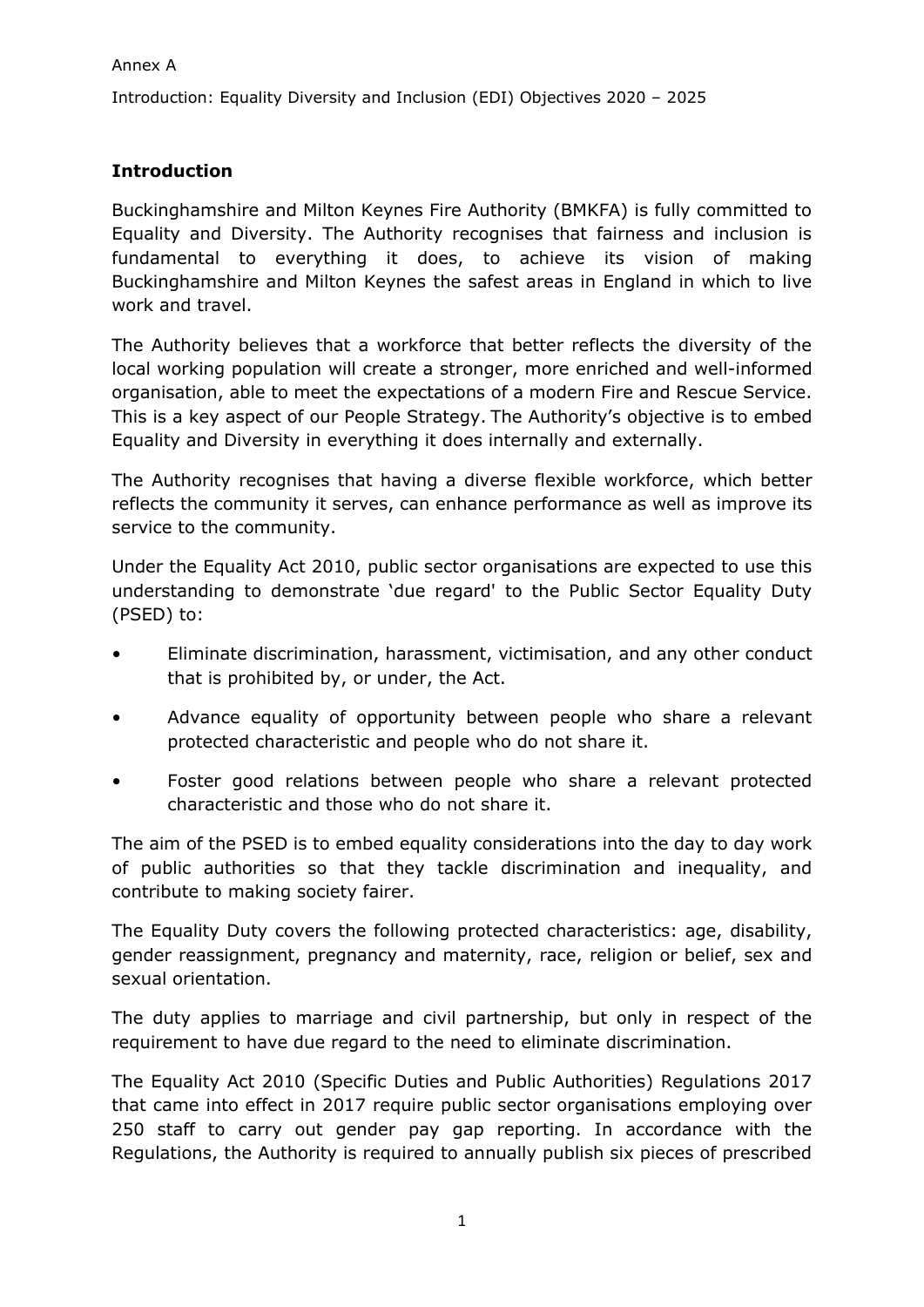Annex A

Introduction: Equality Diversity and Inclusion (EDI) Objectives 2020 – 2025

## Introduction

Buckinghamshire and Milton Keynes Fire Authority (BMKFA) is fully committed to Equality and Diversity. The Authority recognises that fairness and inclusion is fundamental to everything it does, to achieve its vision of making Buckinghamshire and Milton Keynes the safest areas in England in which to live work and travel.

The Authority believes that a workforce that better reflects the diversity of the local working population will create a stronger, more enriched and well-informed organisation, able to meet the expectations of a modern Fire and Rescue Service. This is a key aspect of our People Strategy. The Authority's objective is to embed Equality and Diversity in everything it does internally and externally.

The Authority recognises that having a diverse flexible workforce, which better reflects the community it serves, can enhance performance as well as improve its service to the community.

Under the Equality Act 2010, public sector organisations are expected to use this understanding to demonstrate 'due regard' to the Public Sector Equality Duty (PSED) to:

- Eliminate discrimination, harassment, victimisation, and any other conduct that is prohibited by, or under, the Act.
- Advance equality of opportunity between people who share a relevant protected characteristic and people who do not share it.
- Foster good relations between people who share a relevant protected characteristic and those who do not share it.

The aim of the PSED is to embed equality considerations into the day to day work of public authorities so that they tackle discrimination and inequality, and contribute to making society fairer.

The Equality Duty covers the following protected characteristics: age, disability, gender reassignment, pregnancy and maternity, race, religion or belief, sex and sexual orientation.

The duty applies to marriage and civil partnership, but only in respect of the requirement to have due regard to the need to eliminate discrimination.

The Equality Act 2010 (Specific Duties and Public Authorities) Regulations 2017 that came into effect in 2017 require public sector organisations employing over 250 staff to carry out gender pay gap reporting. In accordance with the Regulations, the Authority is required to annually publish six pieces of prescribed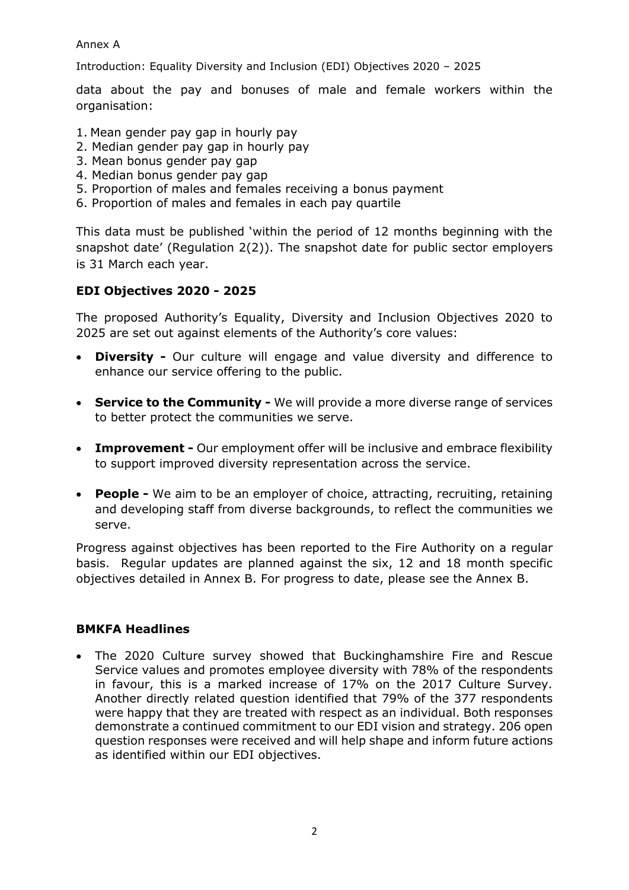data about the pay and bonuses of male and female workers within the organisation:

1. Mean gender pay gap in hourly pay
2. Median gender pay gap in hourly pay
3. Mean bonus gender pay gap
4. Median bonus gender pay gap
5. Proportion of males and females receiving a bonus payment
6. Proportion of males and females in each pay quartile

This data must be published 'within the period of 12 months beginning with the snapshot date' (Regulation 2(2)). The snapshot date for public sector employers is 31 March each year.

## EDI Objectives 2020 - 2025

The proposed Authority's Equality, Diversity and Inclusion Objectives 2020 to 2025 are set out against elements of the Authority's core values:

- **Diversity -** Our culture will engage and value diversity and difference to enhance our service offering to the public.
- **Service to the Community -** We will provide a more diverse range of services to better protect the communities we serve.
- **Improvement -** Our employment offer will be inclusive and embrace flexibility to support improved diversity representation across the service.
- **People -** We aim to be an employer of choice, attracting, recruiting, retaining and developing staff from diverse backgrounds, to reflect the communities we serve.

Progress against objectives has been reported to the Fire Authority on a regular basis. Regular updates are planned against the six, 12 and 18 month specific objectives detailed in Annex B. For progress to date, please see the Annex B.

## BMKFA Headlines

- The 2020 Culture survey showed that Buckinghamshire Fire and Rescue Service values and promotes employee diversity with 78% of the respondents in favour, this is a marked increase of 17% on the 2017 Culture Survey. Another directly related question identified that 79% of the 377 respondents were happy that they are treated with respect as an individual. Both responses demonstrate a continued commitment to our EDI vision and strategy. 206 open question responses were received and will help shape and inform future actions as identified within our EDI objectives.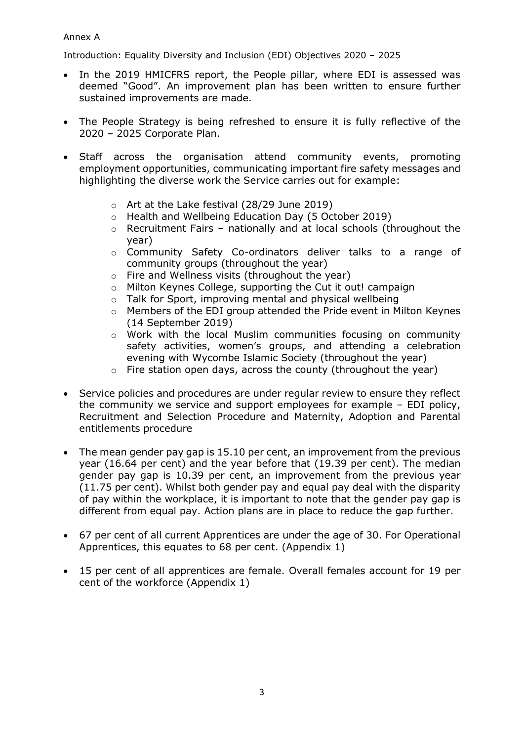Annex A

Introduction: Equality Diversity and Inclusion (EDI) Objectives 2020 – 2025

- In the 2019 HMICFRS report, the People pillar, where EDI is assessed was deemed "Good". An improvement plan has been written to ensure further sustained improvements are made.

- The People Strategy is being refreshed to ensure it is fully reflective of the 2020 – 2025 Corporate Plan.

- Staff across the organisation attend community events, promoting employment opportunities, communicating important fire safety messages and highlighting the diverse work the Service carries out for example:

    - Art at the Lake festival (28/29 June 2019)
    - Health and Wellbeing Education Day (5 October 2019)
    - Recruitment Fairs – nationally and at local schools (throughout the year)
    - Community Safety Co-ordinators deliver talks to a range of community groups (throughout the year)
    - Fire and Wellness visits (throughout the year)
    - Milton Keynes College, supporting the Cut it out! campaign
    - Talk for Sport, improving mental and physical wellbeing
    - Members of the EDI group attended the Pride event in Milton Keynes (14 September 2019)
    - Work with the local Muslim communities focusing on community safety activities, women's groups, and attending a celebration evening with Wycombe Islamic Society (throughout the year)
    - Fire station open days, across the county (throughout the year)

- Service policies and procedures are under regular review to ensure they reflect the community we service and support employees for example – EDI policy, Recruitment and Selection Procedure and Maternity, Adoption and Parental entitlements procedure

- The mean gender pay gap is 15.10 per cent, an improvement from the previous year (16.64 per cent) and the year before that (19.39 per cent). The median gender pay gap is 10.39 per cent, an improvement from the previous year (11.75 per cent). Whilst both gender pay and equal pay deal with the disparity of pay within the workplace, it is important to note that the gender pay gap is different from equal pay. Action plans are in place to reduce the gap further.

- 67 per cent of all current Apprentices are under the age of 30. For Operational Apprentices, this equates to 68 per cent. (Appendix 1)

- 15 per cent of all apprentices are female. Overall females account for 19 per cent of the workforce (Appendix 1)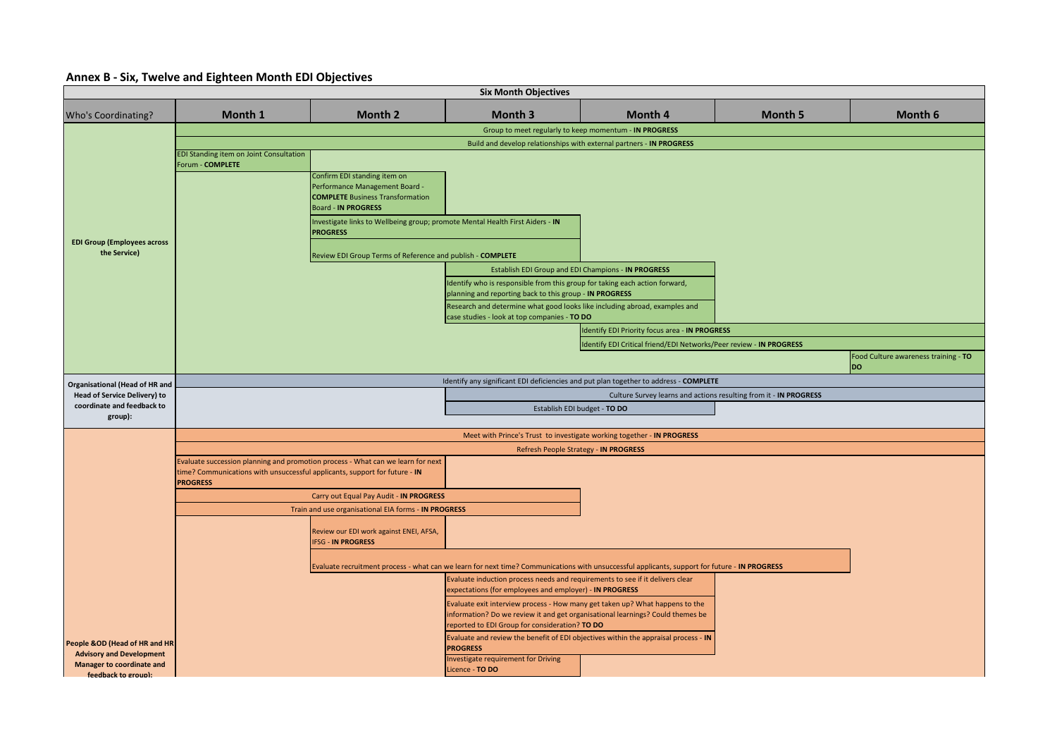## Annex B - Six, Twelve and Eighteen Month EDI Objectives

| Six Month Objectives | | | | | | |
|---|---|---|---|---|---|---|
| Who's Coordinating? | Month 1 | Month 2 | Month 3 | Month 4 | Month 5 | Month 6 |
| EDI Group (Employees across the Service) | Group to meet regularly to keep momentum - **IN PROGRESS** (Months 1–6) | | | | | |
| | Build and develop relationships with external partners - **IN PROGRESS** (Months 1–6) | | | | | |
| | EDI Standing item on Joint Consultation Forum - **COMPLETE** | | | | | |
| | | Confirm EDI standing item on Performance Management Board - **COMPLETE** Business Transformation Board - **IN PROGRESS** | | | | |
| | | Investigate links to Wellbeing group; promote Mental Health First Aiders - **IN PROGRESS** (Months 2–3) | | | | |
| | | Review EDI Group Terms of Reference and publish - **COMPLETE** (Months 2–3) | | | | |
| | | | Establish EDI Group and EDI Champions - **IN PROGRESS** (Months 3–4) | | | |
| | | | Identify who is responsible from this group for taking each action forward, planning and reporting back to this group - **IN PROGRESS** (Months 3–4) | | | |
| | | | Research and determine what good looks like including abroad, examples and case studies - look at top companies - **TO DO** (Months 3–4) | | | |
| | | | | Identify EDI Priority focus area - **IN PROGRESS** (Months 4–6) | | |
| | | | | Identify EDI Critical friend/EDI Networks/Peer review - **IN PROGRESS** (Months 4–6) | | |
| | | | | | | Food Culture awareness training - **TO DO** |
| Organisational (Head of HR and Head of Service Delivery) to coordinate and feedback to group): | Identify any significant EDI deficiencies and put plan together to address - **COMPLETE** (Months 1–6) | | | | | |
| | | | Culture Survey learns and actions resulting from it - **IN PROGRESS** (Months 3–6) | | | |
| | | | Establish EDI budget - **TO DO** (Months 3–4) | | | |
| People &OD (Head of HR and HR Advisory and Development Manager to coordinate and feedback to group): | Meet with Prince's Trust to investigate working together - **IN PROGRESS** (Months 1–6) | | | | | |
| | Refresh People Strategy - **IN PROGRESS** (Months 1–6) | | | | | |
| | Evaluate succession planning and promotion process - What can we learn for next time? Communications with unsuccessful applicants, support for future - **IN PROGRESS** (Months 1–2) | | | | | |
| | Carry out Equal Pay Audit - **IN PROGRESS** (Months 1–3) | | | | | |
| | Train and use organisational EIA forms - **IN PROGRESS** (Months 1–3) | | | | | |
| | | Review our EDI work against ENEI, AFSA, IFSG - **IN PROGRESS** | | | | |
| | | Evaluate recruitment process - what can we learn for next time? Communications with unsuccessful applicants, support for future - **IN PROGRESS** (Months 2–5) | | | | |
| | | | Evaluate induction process needs and requirements to see if it delivers clear expectations (for employees and employer) - **IN PROGRESS** (Months 3–4) | | | |
| | | | Evaluate exit interview process - How many get taken up? What happens to the information? Do we review it and get organisational learnings? Could themes be reported to EDI Group for consideration? **TO DO** (Months 3–4) | | | |
| | | | Evaluate and review the benefit of EDI objectives within the appraisal process - **IN PROGRESS** (Months 3–4) | | | |
| | | | Investigate requirement for Driving Licence - **TO DO** | | | |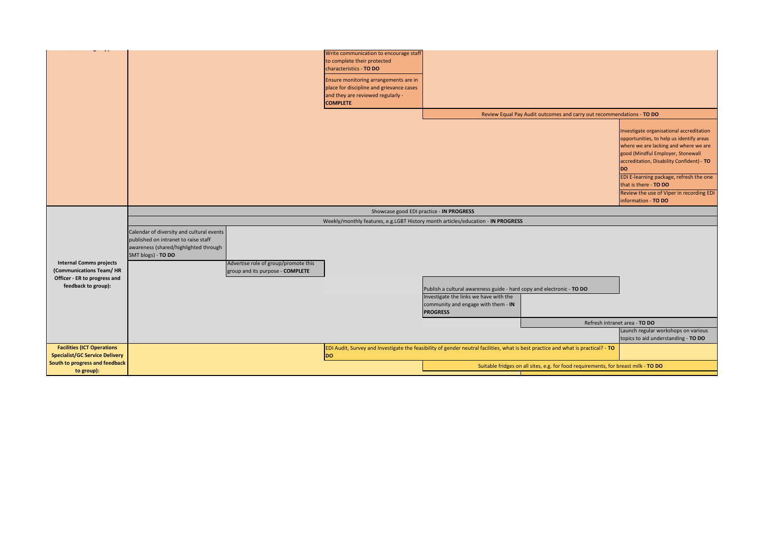| | | | | | | |
|---|---|---|---|---|---|---|
| | | | Write communication to encourage staff to complete their protected characteristics - **TO DO** | | | |
| | | | Ensure monitoring arrangements are in place for discipline and grievance cases and they are reviewed regularly - **COMPLETE** | | | |
| | | | | Review Equal Pay Audit outcomes and carry out recommendations - **TO DO** | | |
| | | | | | | Investigate organisational accreditation opportunities, to help us identify areas where we are lacking and where we are good (Mindful Employer, Stonewall accreditation, Disability Confident) - **TO DO** |
| | | | | | | EDI E-learning package, refresh the one that is there - **TO DO** |
| | | | | | | Review the use of Viper in recording EDI information - **TO DO** |
| **Internal Comms projects (Communications Team/ HR Officer - ER to progress and feedback to group):** | Showcase good EDI practice - **IN PROGRESS** | | | | | |
| | Weekly/monthly features, e.g.LGBT History month articles/education - **IN PROGRESS** | | | | | |
| | Calendar of diversity and cultural events published on intranet to raise staff awareness (shared/highlighted through SMT blogs) - **TO DO** | | | | | |
| | | Advertise role of group/promote this group and its purpose - **COMPLETE** | | | | |
| | | | | Publish a cultural awareness guide - hard copy and electronic - **TO DO** | | |
| | | | | Investigate the links we have with the community and engage with them - **IN PROGRESS** | | |
| | | | | | Refresh intranet area - **TO DO** | |
| | | | | | | Launch regular workshops on various topics to aid understanding - **TO DO** |
| **Facilities (ICT Operations Specialist/GC Service Delivery South to progress and feedback to group):** | | | EDI Audit, Survey and Investigate the feasibility of gender neutral facilities, what is best practice and what is practical? - **TO DO** | | | |
| | | | | Suitable fridges on all sites, e.g. for food requirements, for breast milk - **TO DO** | | |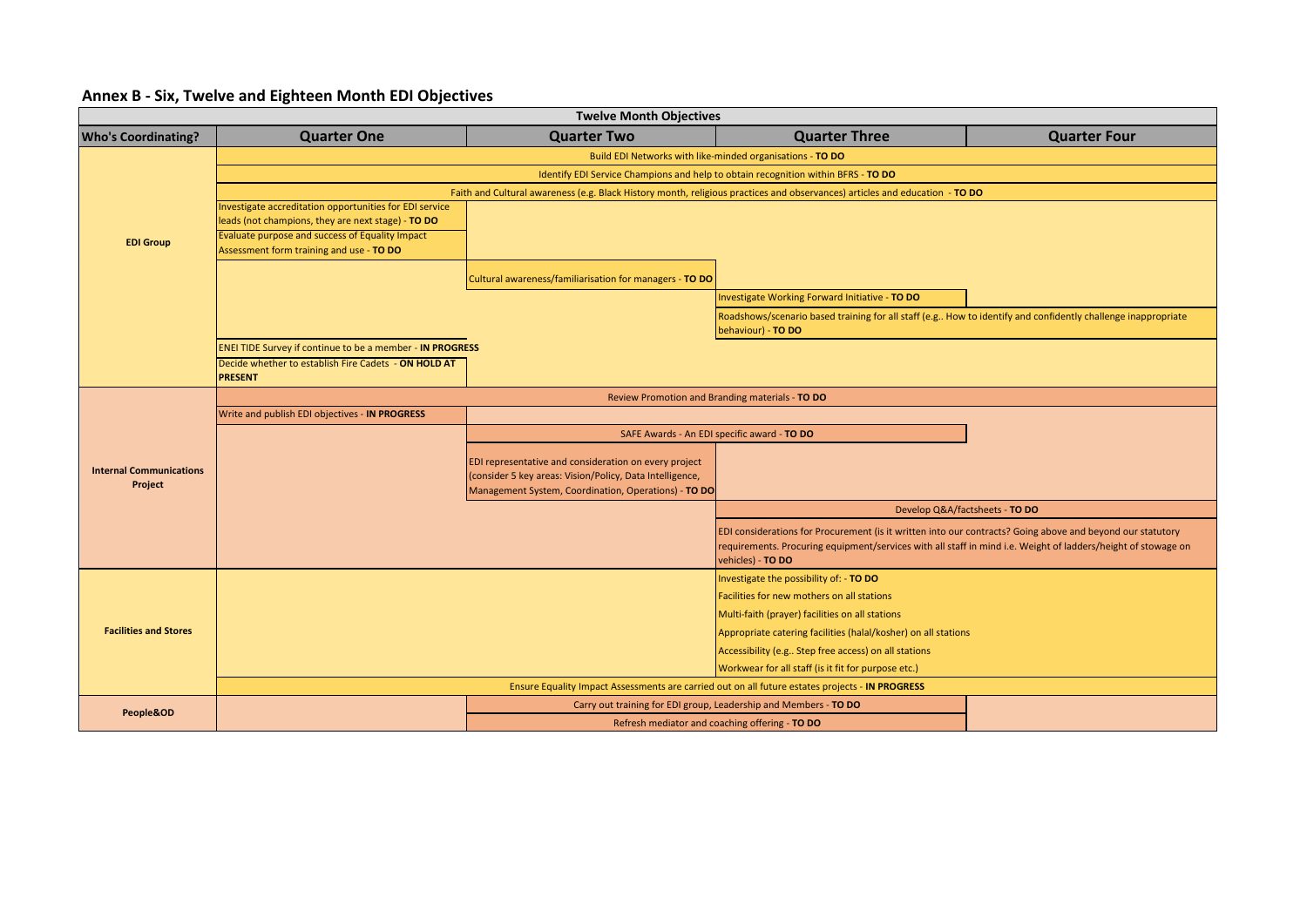## Annex B - Six, Twelve and Eighteen Month EDI Objectives

| Twelve Month Objectives | | | | |
|---|---|---|---|---|
| **Who's Coordinating?** | **Quarter One** | **Quarter Two** | **Quarter Three** | **Quarter Four** |
| **EDI Group** | Build EDI Networks with like-minded organisations - **TO DO** | | | |
| | Identify EDI Service Champions and help to obtain recognition within BFRS - **TO DO** | | | |
| | Faith and Cultural awareness (e.g. Black History month, religious practices and observances) articles and education - **TO DO** | | | |
| | Investigate accreditation opportunities for EDI service leads (not champions, they are next stage) - **TO DO** | | | |
| | Evaluate purpose and success of Equality Impact Assessment form training and use - **TO DO** | | | |
| | | Cultural awareness/familiarisation for managers - **TO DO** | | |
| | | | Investigate Working Forward Initiative - **TO DO** | |
| | | | Roadshows/scenario based training for all staff (e.g.. How to identify and confidently challenge inappropriate behaviour) - **TO DO** | |
| | ENEI TIDE Survey if continue to be a member - **IN PROGRESS** | | | |
| | Decide whether to establish Fire Cadets - **ON HOLD AT PRESENT** | | | |
| **Internal Communications Project** | Review Promotion and Branding materials - **TO DO** | | | |
| | Write and publish EDI objectives - **IN PROGRESS** | | | |
| | | SAFE Awards - An EDI specific award - **TO DO** | | |
| | | EDI representative and consideration on every project (consider 5 key areas: Vision/Policy, Data Intelligence, Management System, Coordination, Operations) - **TO DO** | | |
| | | | Develop Q&A/factsheets - **TO DO** | |
| | | | EDI considerations for Procurement (is it written into our contracts? Going above and beyond our statutory requirements. Procuring equipment/services with all staff in mind i.e. Weight of ladders/height of stowage on vehicles) - **TO DO** | |
| **Facilities and Stores** | | | Investigate the possibility of: - **TO DO**<br>Facilities for new mothers on all stations<br>Multi-faith (prayer) facilities on all stations<br>Appropriate catering facilities (halal/kosher) on all stations<br>Accessibility (e.g.. Step free access) on all stations<br>Workwear for all staff (is it fit for purpose etc.) | |
| | Ensure Equality Impact Assessments are carried out on all future estates projects - **IN PROGRESS** | | | |
| **People&OD** | | Carry out training for EDI group, Leadership and Members - **TO DO** | | |
| | | Refresh mediator and coaching offering - **TO DO** | | |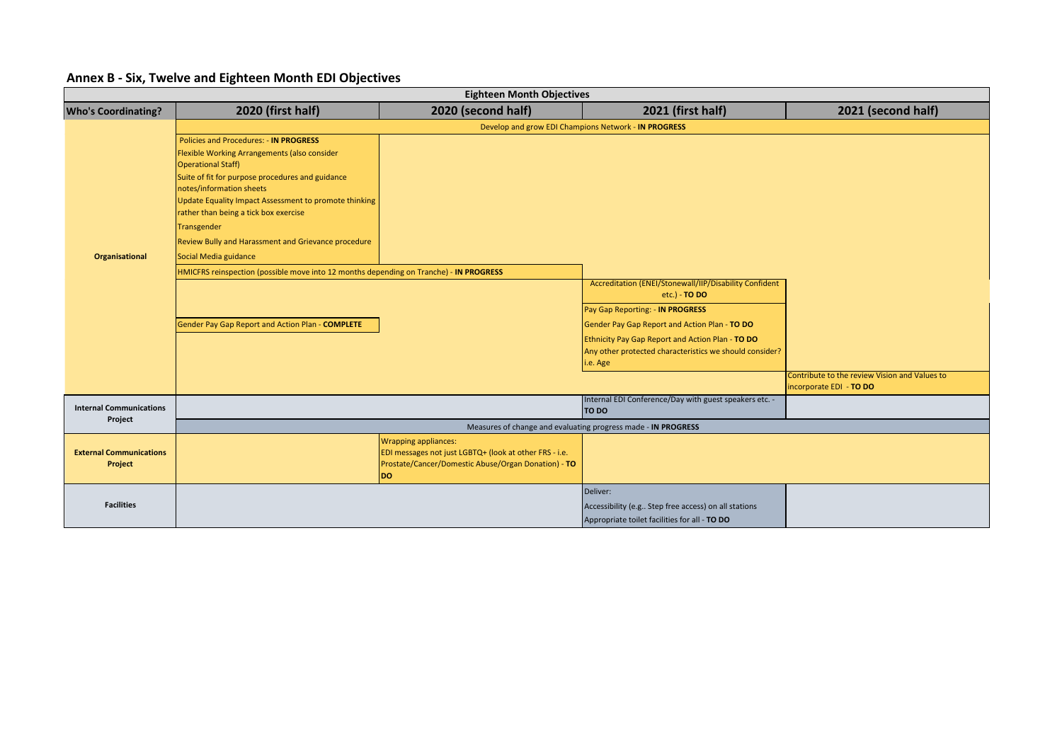## Annex B - Six, Twelve and Eighteen Month EDI Objectives

| Eighteen Month Objectives | | | | |
|---|---|---|---|---|
| **Who's Coordinating?** | **2020 (first half)** | **2020 (second half)** | **2021 (first half)** | **2021 (second half)** |
| **Organisational** | Develop and grow EDI Champions Network - **IN PROGRESS** | | | |
| | Policies and Procedures: - **IN PROGRESS**<br>Flexible Working Arrangements (also consider Operational Staff)<br>Suite of fit for purpose procedures and guidance notes/information sheets<br>Update Equality Impact Assessment to promote thinking rather than being a tick box exercise<br>Transgender<br>Review Bully and Harassment and Grievance procedure<br>Social Media guidance | | | |
| | HMICFRS reinspection (possible move into 12 months depending on Tranche) - **IN PROGRESS** | | | |
| | | | Accreditation (ENEI/Stonewall/IIP/Disability Confident etc.) - **TO DO** | |
| | Gender Pay Gap Report and Action Plan - **COMPLETE** | | Pay Gap Reporting: - **IN PROGRESS**<br>Gender Pay Gap Report and Action Plan - **TO DO**<br>Ethnicity Pay Gap Report and Action Plan - **TO DO**<br>Any other protected characteristics we should consider? i.e. Age | |
| | | | | Contribute to the review Vision and Values to incorporate EDI - **TO DO** |
| **Internal Communications Project** | | | Internal EDI Conference/Day with guest speakers etc. - **TO DO** | |
| | Measures of change and evaluating progress made - **IN PROGRESS** | | | |
| **External Communications Project** | | Wrapping appliances:<br>EDI messages not just LGBTQ+ (look at other FRS - i.e. Prostate/Cancer/Domestic Abuse/Organ Donation) - **TO DO** | | |
| **Facilities** | | | Deliver:<br>Accessibility (e.g.. Step free access) on all stations<br>Appropriate toilet facilities for all - **TO DO** | |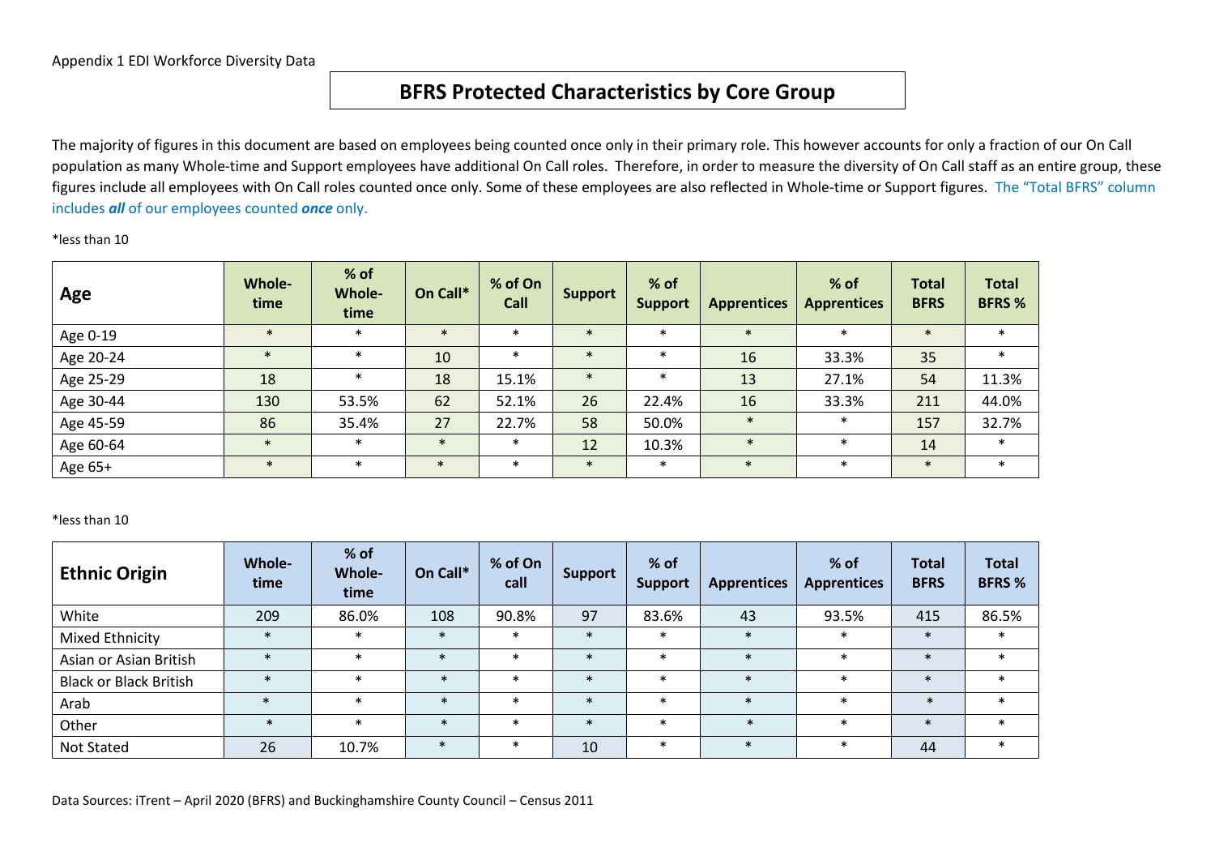Appendix 1 EDI Workforce Diversity Data

# BFRS Protected Characteristics by Core Group

The majority of figures in this document are based on employees being counted once only in their primary role. This however accounts for only a fraction of our On Call population as many Whole-time and Support employees have additional On Call roles. Therefore, in order to measure the diversity of On Call staff as an entire group, these figures include all employees with On Call roles counted once only. Some of these employees are also reflected in Whole-time or Support figures. The "Total BFRS" column includes ***all*** of our employees counted ***once*** only.

*less than 10

| Age | Whole-time | % of Whole-time | On Call* | % of On Call | Support | % of Support | Apprentices | % of Apprentices | Total BFRS | Total BFRS % |
|---|---|---|---|---|---|---|---|---|---|---|
| Age 0-19 | * | * | * | * | * | * | * | * | * | * |
| Age 20-24 | * | * | 10 | * | * | * | 16 | 33.3% | 35 | * |
| Age 25-29 | 18 | * | 18 | 15.1% | * | * | 13 | 27.1% | 54 | 11.3% |
| Age 30-44 | 130 | 53.5% | 62 | 52.1% | 26 | 22.4% | 16 | 33.3% | 211 | 44.0% |
| Age 45-59 | 86 | 35.4% | 27 | 22.7% | 58 | 50.0% | * | * | 157 | 32.7% |
| Age 60-64 | * | * | * | * | 12 | 10.3% | * | * | 14 | * |
| Age 65+ | * | * | * | * | * | * | * | * | * | * |

*less than 10

| Ethnic Origin | Whole-time | % of Whole-time | On Call* | % of On call | Support | % of Support | Apprentices | % of Apprentices | Total BFRS | Total BFRS % |
|---|---|---|---|---|---|---|---|---|---|---|
| White | 209 | 86.0% | 108 | 90.8% | 97 | 83.6% | 43 | 93.5% | 415 | 86.5% |
| Mixed Ethnicity | * | * | * | * | * | * | * | * | * | * |
| Asian or Asian British | * | * | * | * | * | * | * | * | * | * |
| Black or Black British | * | * | * | * | * | * | * | * | * | * |
| Arab | * | * | * | * | * | * | * | * | * | * |
| Other | * | * | * | * | * | * | * | * | * | * |
| Not Stated | 26 | 10.7% | * | * | 10 | * | * | * | 44 | * |

Data Sources: iTrent – April 2020 (BFRS) and Buckinghamshire County Council – Census 2011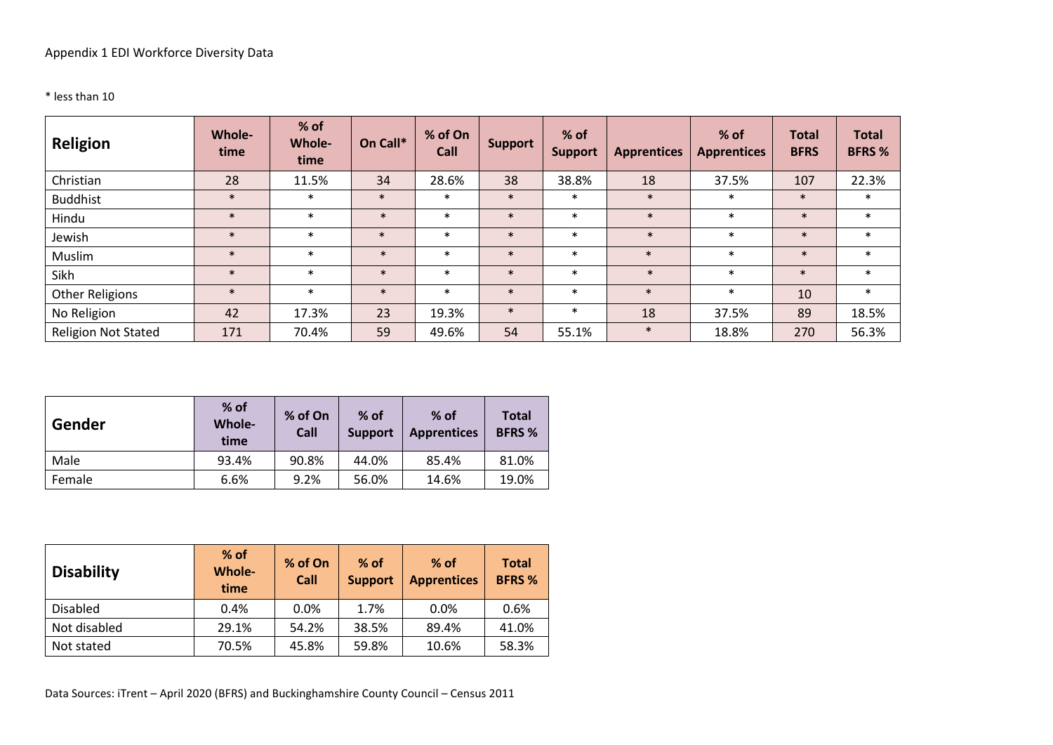Appendix 1 EDI Workforce Diversity Data

* less than 10

| Religion | Whole-time | % of Whole-time | On Call* | % of On Call | Support | % of Support | Apprentices | % of Apprentices | Total BFRS | Total BFRS % |
|---|---|---|---|---|---|---|---|---|---|---|
| Christian | 28 | 11.5% | 34 | 28.6% | 38 | 38.8% | 18 | 37.5% | 107 | 22.3% |
| Buddhist | * | * | * | * | * | * | * | * | * | * |
| Hindu | * | * | * | * | * | * | * | * | * | * |
| Jewish | * | * | * | * | * | * | * | * | * | * |
| Muslim | * | * | * | * | * | * | * | * | * | * |
| Sikh | * | * | * | * | * | * | * | * | * | * |
| Other Religions | * | * | * | * | * | * | * | * | 10 | * |
| No Religion | 42 | 17.3% | 23 | 19.3% | * | * | 18 | 37.5% | 89 | 18.5% |
| Religion Not Stated | 171 | 70.4% | 59 | 49.6% | 54 | 55.1% | * | 18.8% | 270 | 56.3% |

| Gender | % of Whole-time | % of On Call | % of Support | % of Apprentices | Total BFRS % |
|---|---|---|---|---|---|
| Male | 93.4% | 90.8% | 44.0% | 85.4% | 81.0% |
| Female | 6.6% | 9.2% | 56.0% | 14.6% | 19.0% |

| Disability | % of Whole-time | % of On Call | % of Support | % of Apprentices | Total BFRS % |
|---|---|---|---|---|---|
| Disabled | 0.4% | 0.0% | 1.7% | 0.0% | 0.6% |
| Not disabled | 29.1% | 54.2% | 38.5% | 89.4% | 41.0% |
| Not stated | 70.5% | 45.8% | 59.8% | 10.6% | 58.3% |

Data Sources: iTrent – April 2020 (BFRS) and Buckinghamshire County Council – Census 2011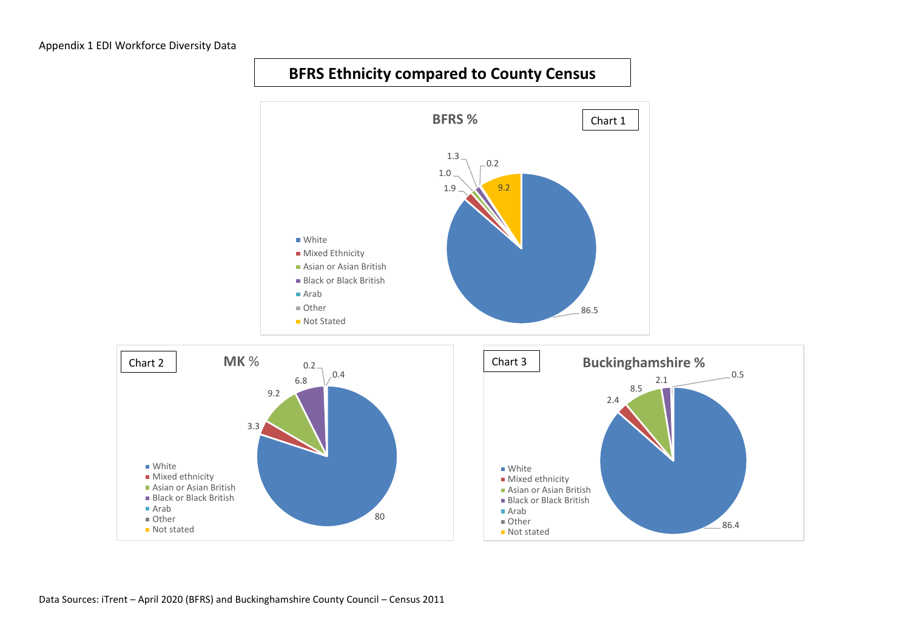Appendix 1 EDI Workforce Diversity Data

## BFRS Ethnicity compared to County Census

**Chart 1**

**BFRS %**

- White
- Mixed Ethnicity
- Asian or Asian British
- Black or Black British
- Arab
- Other
- Not Stated

86.5, 1.9, 1.0, 1.3, 0.2, 9.2

**Chart 2**

**MK %**

- White
- Mixed ethnicity
- Asian or Asian British
- Black or Black British
- Arab
- Other
- Not stated

80, 3.3, 9.2, 6.8, 0.2, 0.4

**Chart 3**

**Buckinghamshire %**

- White
- Mixed ethnicity
- Asian or Asian British
- Black or Black British
- Arab
- Other
- Not stated

86.4, 2.4, 8.5, 2.1, 0.5

Data Sources: iTrent – April 2020 (BFRS) and Buckinghamshire County Council – Census 2011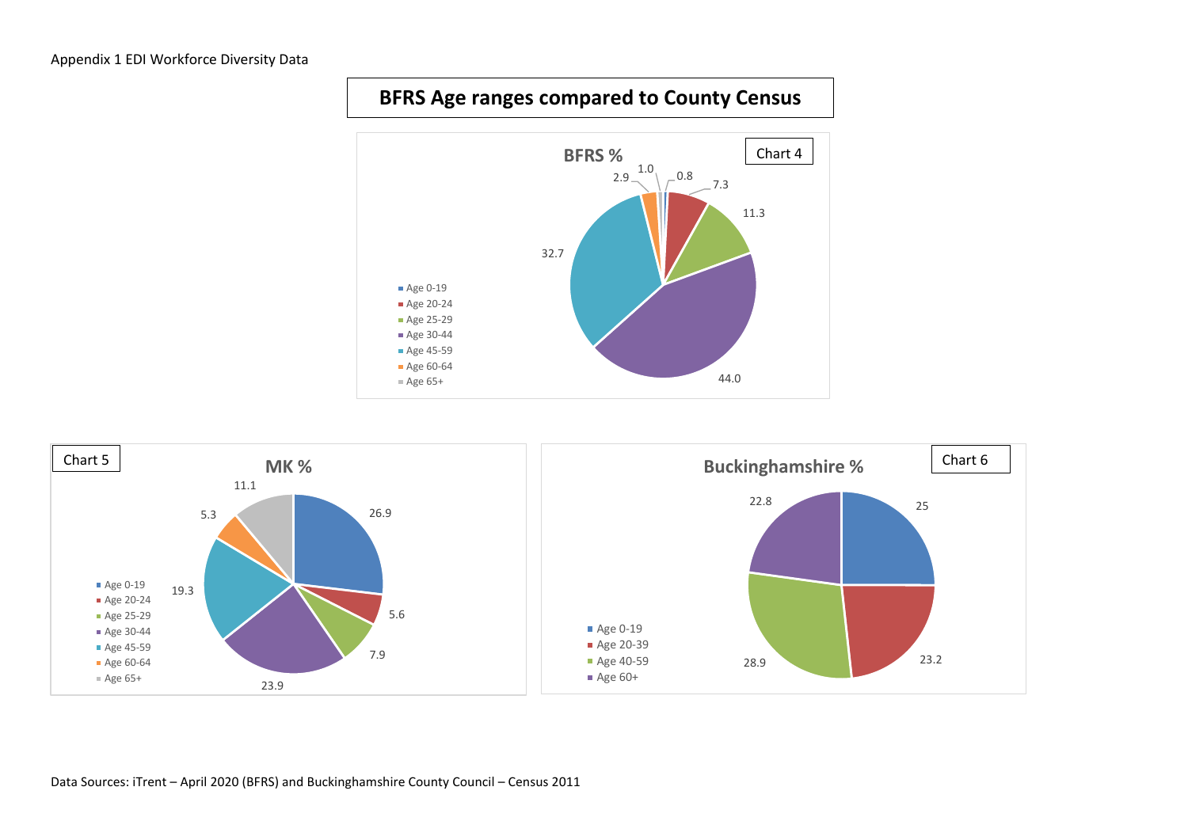Appendix 1 EDI Workforce Diversity Data

# BFRS Age ranges compared to County Census

**Chart 4**

**BFRS %**

| Age range | % |
| --- | --- |
| Age 0-19 | 0.8 |
| Age 20-24 | 7.3 |
| Age 25-29 | 11.3 |
| Age 30-44 | 44.0 |
| Age 45-59 | 32.7 |
| Age 60-64 | 2.9 |
| Age 65+ | 1.0 |

**Chart 5**

**MK %**

| Age range | % |
| --- | --- |
| Age 0-19 | 26.9 |
| Age 20-24 | 5.6 |
| Age 25-29 | 7.9 |
| Age 30-44 | 23.9 |
| Age 45-59 | 19.3 |
| Age 60-64 | 5.3 |
| Age 65+ | 11.1 |

**Chart 6**

**Buckinghamshire %**

| Age range | % |
| --- | --- |
| Age 0-19 | 25 |
| Age 20-39 | 23.2 |
| Age 40-59 | 28.9 |
| Age 60+ | 22.8 |

Data Sources: iTrent – April 2020 (BFRS) and Buckinghamshire County Council – Census 2011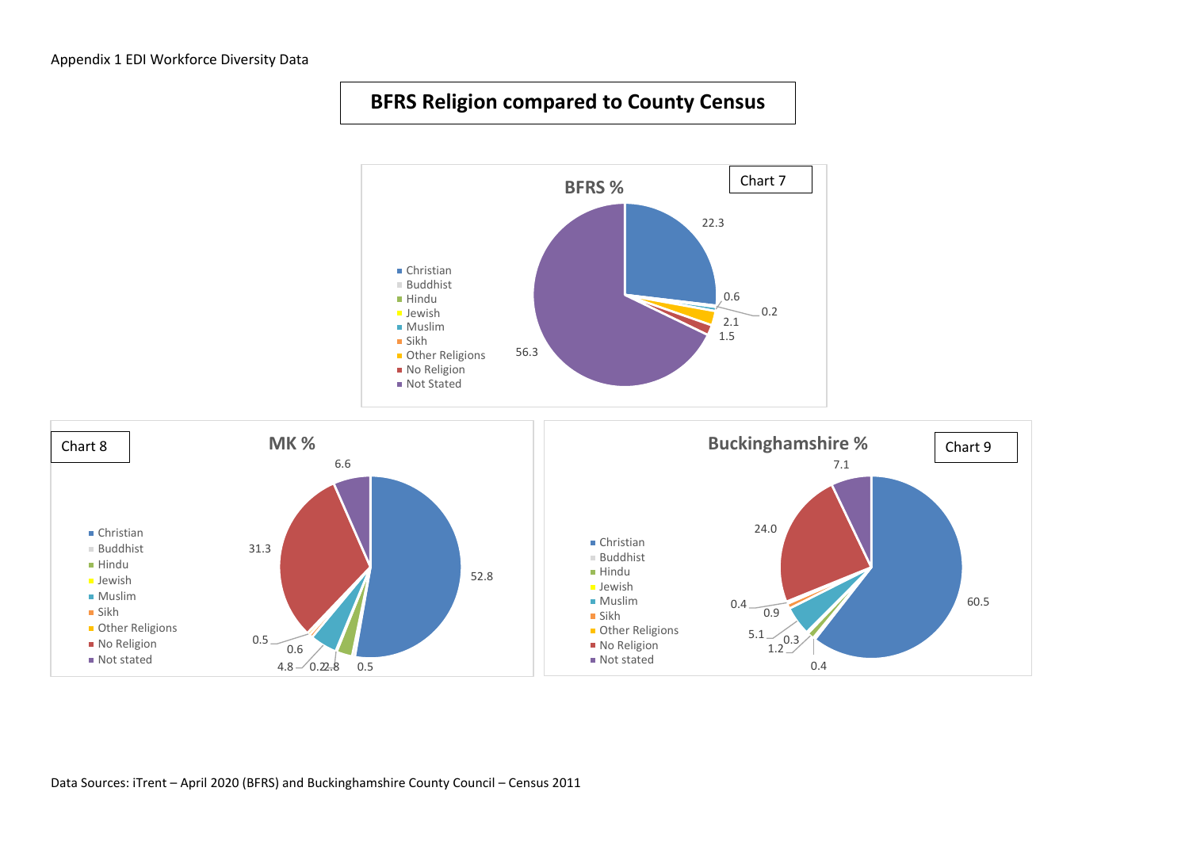Appendix 1 EDI Workforce Diversity Data

# BFRS Religion compared to County Census

Chart 7

**BFRS %**

- Christian
- Buddhist
- Hindu
- Jewish
- Muslim
- Sikh
- Other Religions
- No Religion
- Not Stated

22.3, 0.6, 0.2, 2.1, 1.5, 56.3

Chart 8

**MK %**

- Christian
- Buddhist
- Hindu
- Jewish
- Muslim
- Sikh
- Other Religions
- No Religion
- Not stated

52.8, 0.5, 2.8, 0.2, 4.8, 0.6, 0.5, 31.3, 6.6

Chart 9

**Buckinghamshire %**

- Christian
- Buddhist
- Hindu
- Jewish
- Muslim
- Sikh
- Other Religions
- No Religion
- Not stated

60.5, 0.4, 1.2, 0.3, 5.1, 0.9, 0.4, 24.0, 7.1

Data Sources: iTrent – April 2020 (BFRS) and Buckinghamshire County Council – Census 2011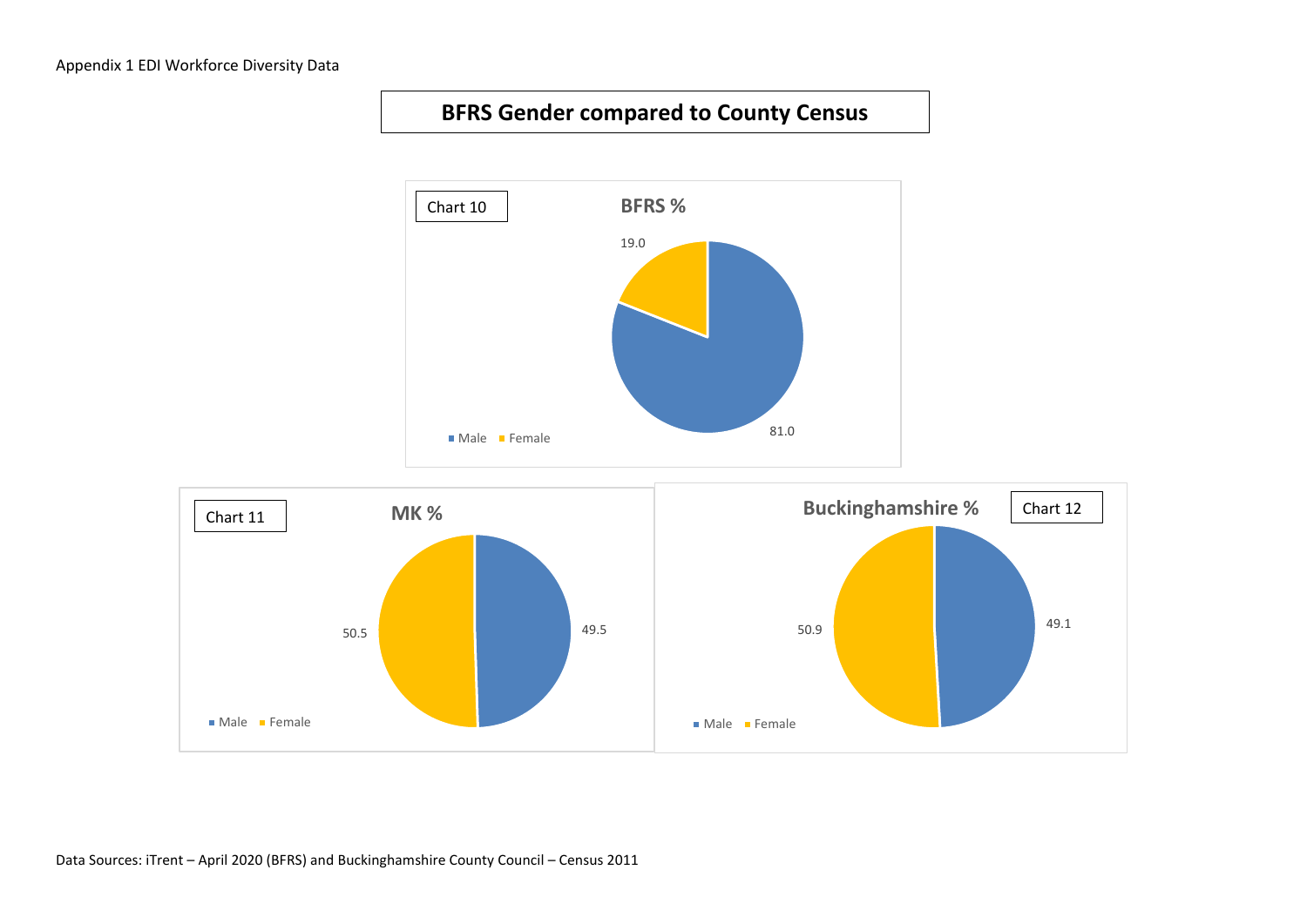Appendix 1 EDI Workforce Diversity Data

# BFRS Gender compared to County Census

Chart 10

**BFRS %**

19.0

81.0

Male Female

Chart 11

**MK %**

50.5

49.5

Male Female

**Buckinghamshire %**

Chart 12

50.9

49.1

Male Female

Data Sources: iTrent – April 2020 (BFRS) and Buckinghamshire County Council – Census 2011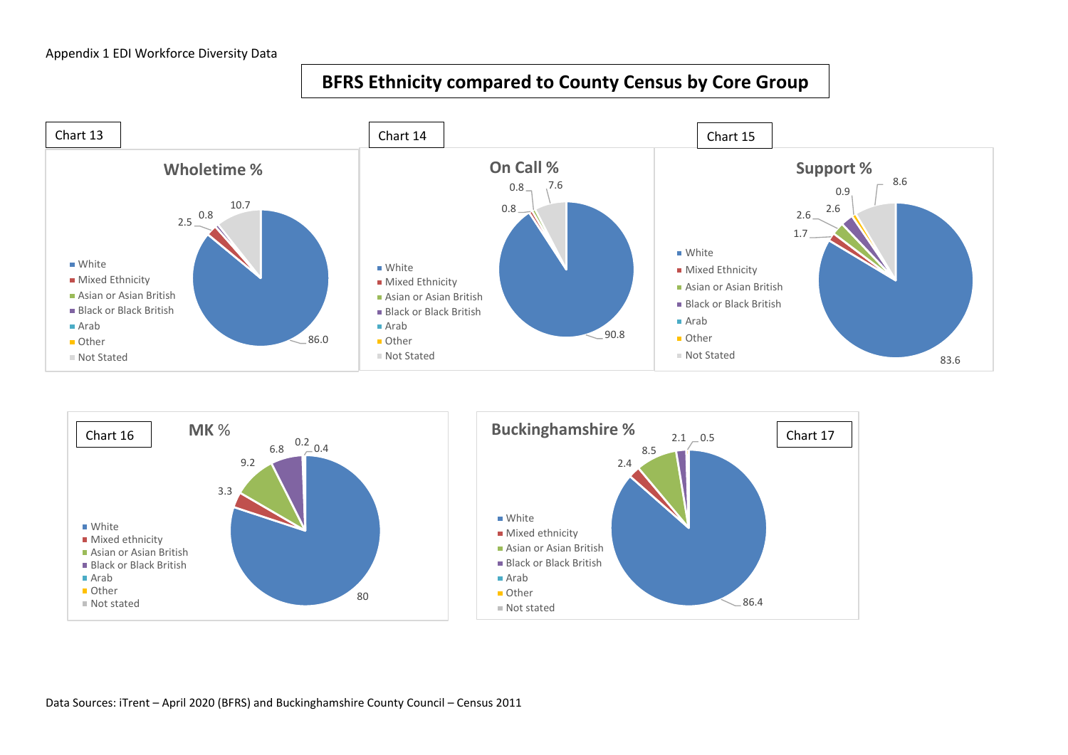Appendix 1 EDI Workforce Diversity Data

# BFRS Ethnicity compared to County Census by Core Group

Chart 13

**Wholetime %**

- White: 86.0
- Mixed Ethnicity: 2.5
- Asian or Asian British: 0.8
- Black or Black British
- Arab
- Other
- Not Stated: 10.7

Chart 14

**On Call %**

- White: 90.8
- Mixed Ethnicity: 0.8
- Asian or Asian British: 0.8
- Black or Black British
- Arab
- Other
- Not Stated: 7.6

Chart 15

**Support %**

- White: 83.6
- Mixed Ethnicity: 1.7
- Asian or Asian British: 2.6
- Black or Black British: 2.6
- Arab
- Other: 0.9
- Not Stated: 8.6

Chart 16

**MK %**

- White: 80
- Mixed ethnicity: 3.3
- Asian or Asian British: 9.2
- Black or Black British: 6.8
- Arab: 0.2
- Other: 0.4
- Not stated

Chart 17

**Buckinghamshire %**

- White: 86.4
- Mixed ethnicity: 2.4
- Asian or Asian British: 8.5
- Black or Black British: 2.1
- Arab
- Other: 0.5
- Not stated

Data Sources: iTrent – April 2020 (BFRS) and Buckinghamshire County Council – Census 2011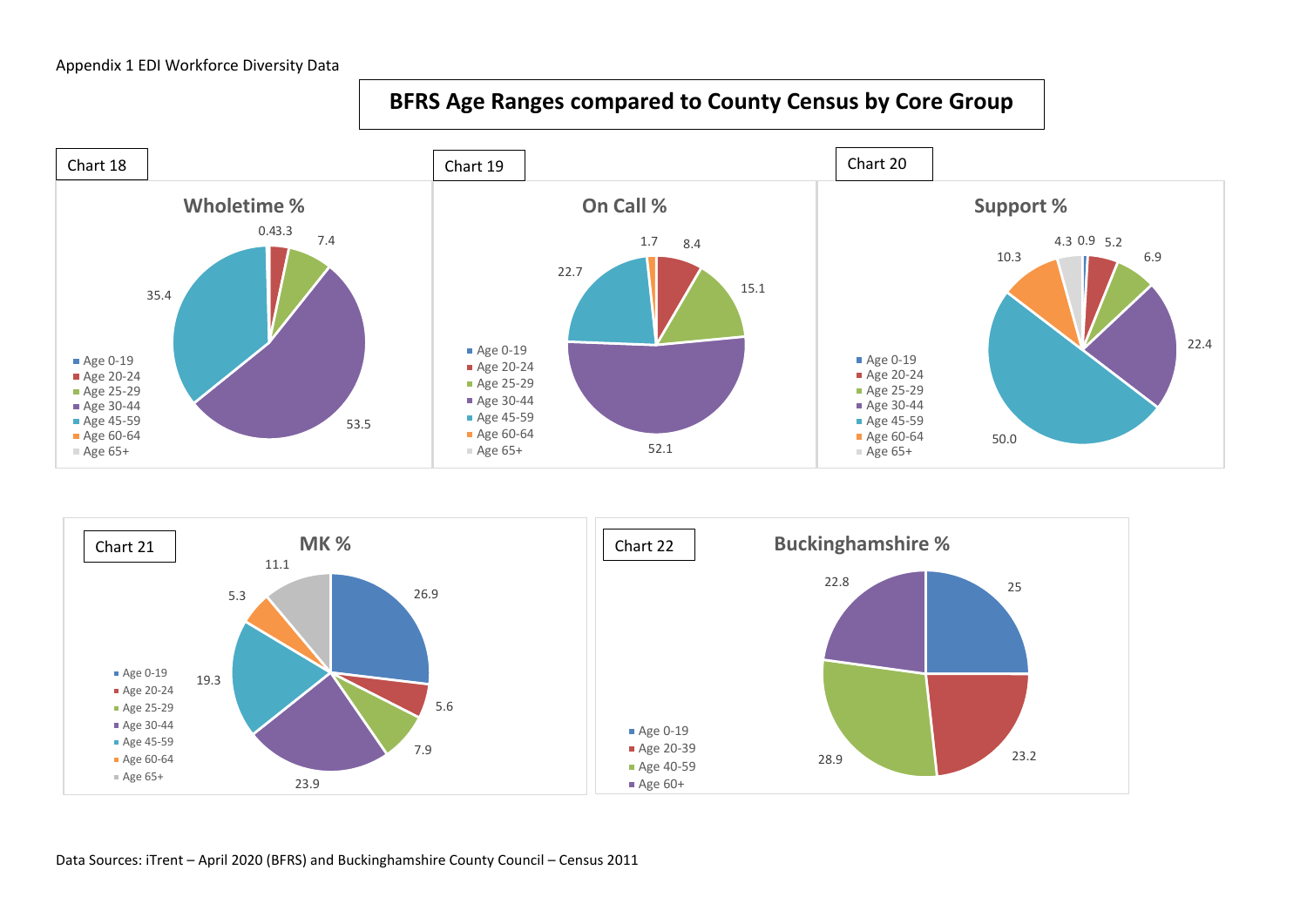Appendix 1 EDI Workforce Diversity Data

# BFRS Age Ranges compared to County Census by Core Group

Chart 18

**Wholetime %**

| Age range | % |
| --- | --- |
| Age 0-19 | 0.4 |
| Age 20-24 | 3.3 |
| Age 25-29 | 7.4 |
| Age 30-44 | 53.5 |
| Age 45-59 | 35.4 |
| Age 60-64 | |
| Age 65+ | |

Chart 19

**On Call %**

| Age range | % |
| --- | --- |
| Age 0-19 | |
| Age 20-24 | 8.4 |
| Age 25-29 | 15.1 |
| Age 30-44 | 52.1 |
| Age 45-59 | 22.7 |
| Age 60-64 | 1.7 |
| Age 65+ | |

Chart 20

**Support %**

| Age range | % |
| --- | --- |
| Age 0-19 | 0.9 |
| Age 20-24 | 5.2 |
| Age 25-29 | 6.9 |
| Age 30-44 | 22.4 |
| Age 45-59 | 50.0 |
| Age 60-64 | 10.3 |
| Age 65+ | 4.3 |

Chart 21

**MK %**

| Age range | % |
| --- | --- |
| Age 0-19 | 26.9 |
| Age 20-24 | 5.6 |
| Age 25-29 | 7.9 |
| Age 30-44 | 23.9 |
| Age 45-59 | 19.3 |
| Age 60-64 | 5.3 |
| Age 65+ | 11.1 |

Chart 22

**Buckinghamshire %**

| Age range | % |
| --- | --- |
| Age 0-19 | 25 |
| Age 20-39 | 23.2 |
| Age 40-59 | 28.9 |
| Age 60+ | 22.8 |

Data Sources: iTrent – April 2020 (BFRS) and Buckinghamshire County Council – Census 2011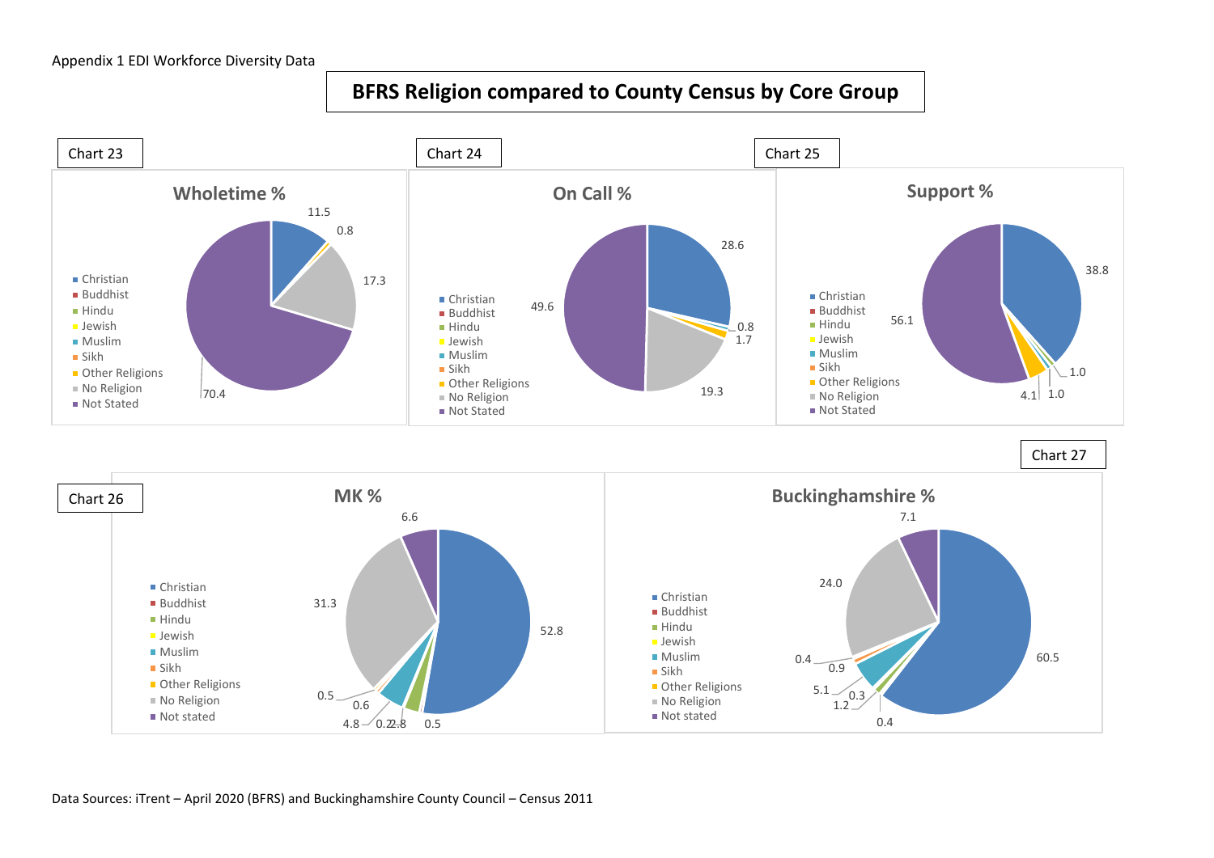Appendix 1 EDI Workforce Diversity Data

# BFRS Religion compared to County Census by Core Group

Chart 23

**Wholetime %**

- Christian
- Buddhist
- Hindu
- Jewish
- Muslim
- Sikh
- Other Religions
- No Religion
- Not Stated

11.5, 0.8, 17.3, 70.4

Chart 24

**On Call %**

- Christian
- Buddhist
- Hindu
- Jewish
- Muslim
- Sikh
- Other Religions
- No Religion
- Not Stated

28.6, 0.8, 1.7, 19.3, 49.6

Chart 25

**Support %**

- Christian
- Buddhist
- Hindu
- Jewish
- Muslim
- Sikh
- Other Religions
- No Religion
- Not Stated

38.8, 1.0, 1.0, 4.1, 56.1

Chart 26

**MK %**

- Christian
- Buddhist
- Hindu
- Jewish
- Muslim
- Sikh
- Other Religions
- No Religion
- Not stated

52.8, 0.5, 2.8, 0.2, 4.8, 0.6, 0.5, 31.3, 6.6

Chart 27

**Buckinghamshire %**

- Christian
- Buddhist
- Hindu
- Jewish
- Muslim
- Sikh
- Other Religions
- No Religion
- Not stated

60.5, 0.4, 1.2, 0.3, 5.1, 0.9, 0.4, 24.0, 7.1

Data Sources: iTrent – April 2020 (BFRS) and Buckinghamshire County Council – Census 2011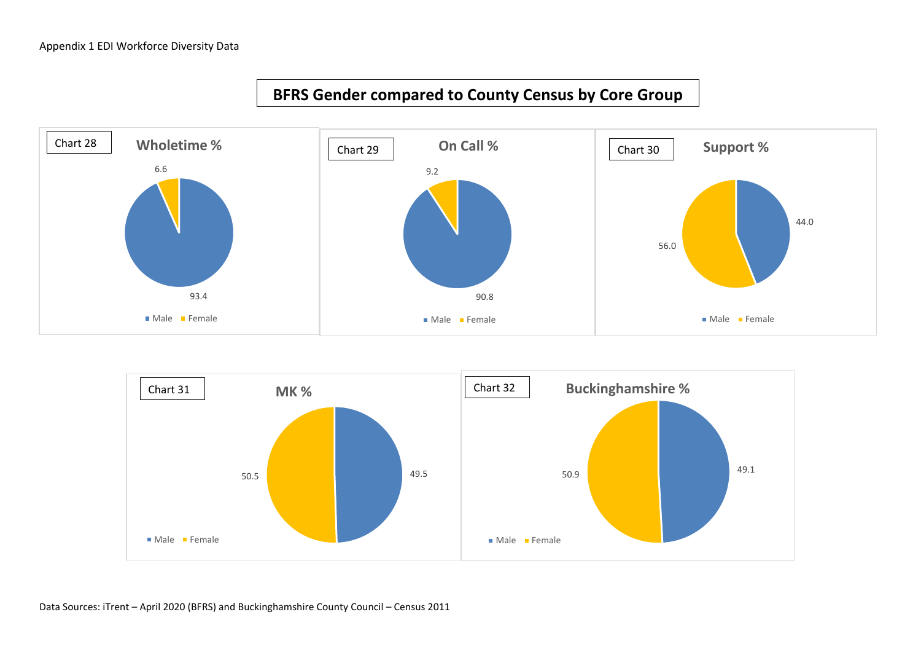Appendix 1 EDI Workforce Diversity Data

# BFRS Gender compared to County Census by Core Group

Chart 28

**Wholetime %**

6.6

93.4

Male Female

Chart 29

**On Call %**

9.2

90.8

Male Female

Chart 30

**Support %**

44.0

56.0

Male Female

Chart 31

**MK %**

50.5

49.5

Male Female

Chart 32

**Buckinghamshire %**

50.9

49.1

Male Female

Data Sources: iTrent – April 2020 (BFRS) and Buckinghamshire County Council – Census 2011